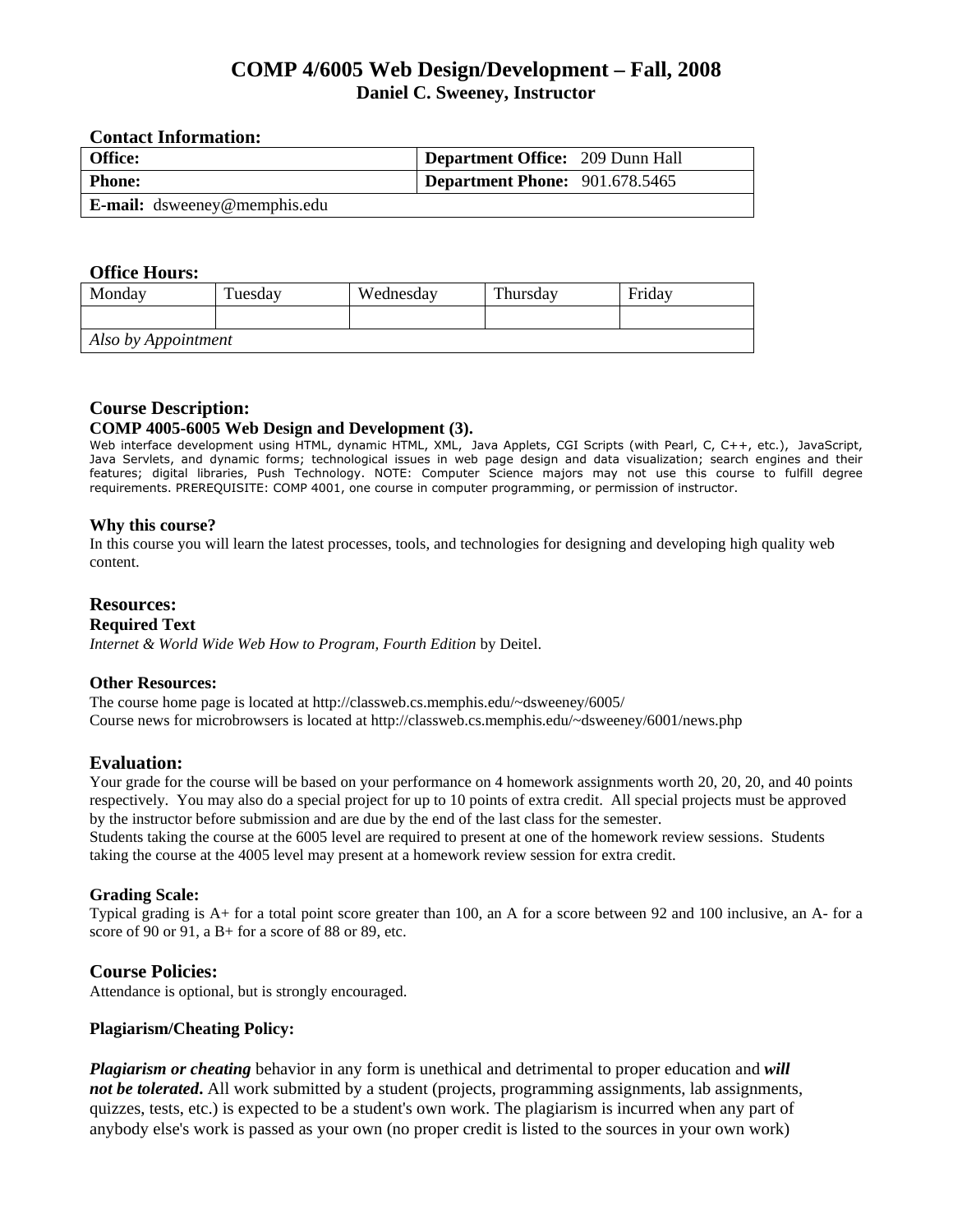# COMP 4/6005 Web Design/Development – Fall, 2008
## Daniel C. Sweeney, Instructor

### Contact Information:

| **Office:** | **Department Office:** 209 Dunn Hall |
|---|---|
| **Phone:** | **Department Phone:** 901.678.5465 |
| **E-mail:** dsweeney@memphis.edu | |

### Office Hours:

| Monday | Tuesday | Wednesday | Thursday | Friday |
|---|---|---|---|---|
| | | | | |
| *Also by Appointment* | | | | |

### Course Description:

**COMP 4005-6005 Web Design and Development (3).**

Web interface development using HTML, dynamic HTML, XML, Java Applets, CGI Scripts (with Pearl, C, C++, etc.), JavaScript, Java Servlets, and dynamic forms; technological issues in web page design and data visualization; search engines and their features; digital libraries, Push Technology. NOTE: Computer Science majors may not use this course to fulfill degree requirements. PREREQUISITE: COMP 4001, one course in computer programming, or permission of instructor.

**Why this course?**

In this course you will learn the latest processes, tools, and technologies for designing and developing high quality web content.

### Resources:

**Required Text**

*Internet & World Wide Web How to Program, Fourth Edition* by Deitel.

**Other Resources:**

The course home page is located at http://classweb.cs.memphis.edu/~dsweeney/6005/
Course news for microbrowsers is located at http://classweb.cs.memphis.edu/~dsweeney/6001/news.php

### Evaluation:

Your grade for the course will be based on your performance on 4 homework assignments worth 20, 20, 20, and 40 points respectively. You may also do a special project for up to 10 points of extra credit. All special projects must be approved by the instructor before submission and are due by the end of the last class for the semester.
Students taking the course at the 6005 level are required to present at one of the homework review sessions. Students taking the course at the 4005 level may present at a homework review session for extra credit.

**Grading Scale:**

Typical grading is A+ for a total point score greater than 100, an A for a score between 92 and 100 inclusive, an A- for a score of 90 or 91, a B+ for a score of 88 or 89, etc.

### Course Policies:

Attendance is optional, but is strongly encouraged.

**Plagiarism/Cheating Policy:**

***Plagiarism or cheating*** behavior in any form is unethical and detrimental to proper education and ***will not be tolerated***. All work submitted by a student (projects, programming assignments, lab assignments, quizzes, tests, etc.) is expected to be a student's own work. The plagiarism is incurred when any part of anybody else's work is passed as your own (no proper credit is listed to the sources in your own work)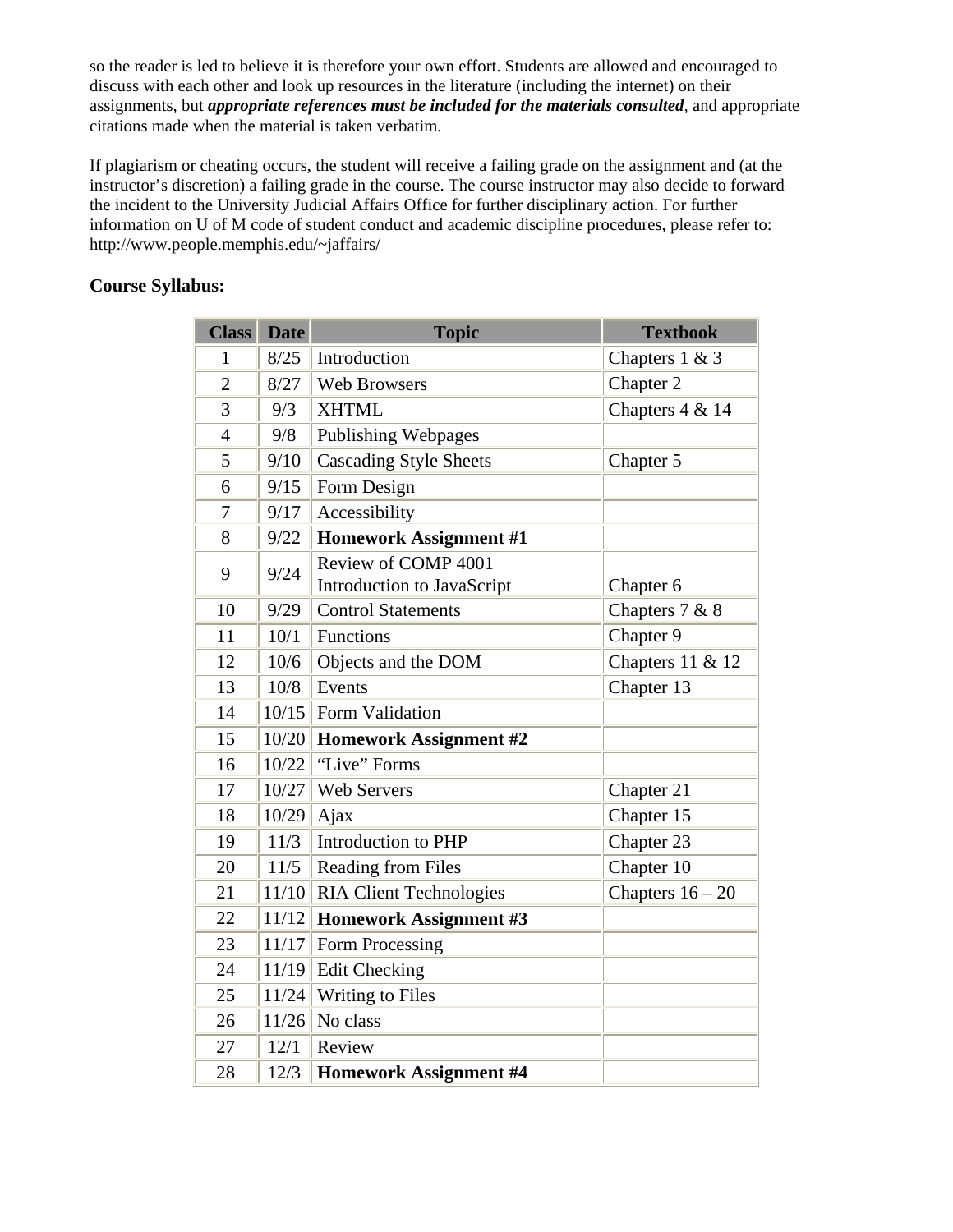so the reader is led to believe it is therefore your own effort. Students are allowed and encouraged to discuss with each other and look up resources in the literature (including the internet) on their assignments, but ***appropriate references must be included for the materials consulted***, and appropriate citations made when the material is taken verbatim.

If plagiarism or cheating occurs, the student will receive a failing grade on the assignment and (at the instructor's discretion) a failing grade in the course. The course instructor may also decide to forward the incident to the University Judicial Affairs Office for further disciplinary action. For further information on U of M code of student conduct and academic discipline procedures, please refer to: http://www.people.memphis.edu/~jaffairs/

**Course Syllabus:**

| Class | Date | Topic | Textbook |
|---|---|---|---|
| 1 | 8/25 | Introduction | Chapters 1 & 3 |
| 2 | 8/27 | Web Browsers | Chapter 2 |
| 3 | 9/3 | XHTML | Chapters 4 & 14 |
| 4 | 9/8 | Publishing Webpages | |
| 5 | 9/10 | Cascading Style Sheets | Chapter 5 |
| 6 | 9/15 | Form Design | |
| 7 | 9/17 | Accessibility | |
| 8 | 9/22 | **Homework Assignment #1** | |
| 9 | 9/24 | Review of COMP 4001<br>Introduction to JavaScript | Chapter 6 |
| 10 | 9/29 | Control Statements | Chapters 7 & 8 |
| 11 | 10/1 | Functions | Chapter 9 |
| 12 | 10/6 | Objects and the DOM | Chapters 11 & 12 |
| 13 | 10/8 | Events | Chapter 13 |
| 14 | 10/15 | Form Validation | |
| 15 | 10/20 | **Homework Assignment #2** | |
| 16 | 10/22 | "Live" Forms | |
| 17 | 10/27 | Web Servers | Chapter 21 |
| 18 | 10/29 | Ajax | Chapter 15 |
| 19 | 11/3 | Introduction to PHP | Chapter 23 |
| 20 | 11/5 | Reading from Files | Chapter 10 |
| 21 | 11/10 | RIA Client Technologies | Chapters 16 – 20 |
| 22 | 11/12 | **Homework Assignment #3** | |
| 23 | 11/17 | Form Processing | |
| 24 | 11/19 | Edit Checking | |
| 25 | 11/24 | Writing to Files | |
| 26 | 11/26 | No class | |
| 27 | 12/1 | Review | |
| 28 | 12/3 | **Homework Assignment #4** | |